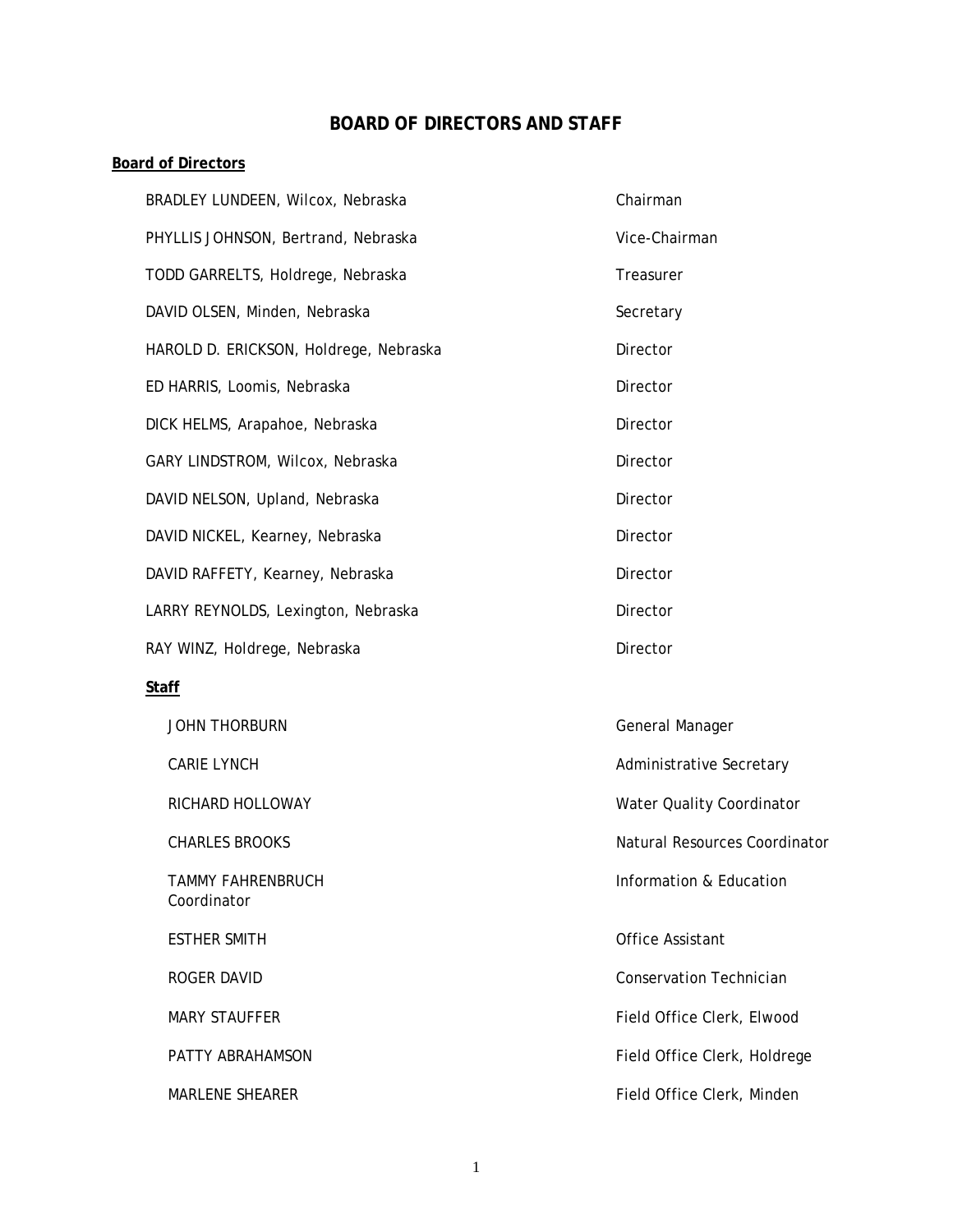# BOARD OF DIRECTORS AND STAFF

**Board of Directors**

| | |
|---|---|
| BRADLEY LUNDEEN, Wilcox, Nebraska | Chairman |
| PHYLLIS JOHNSON, Bertrand, Nebraska | Vice-Chairman |
| TODD GARRELTS, Holdrege, Nebraska | Treasurer |
| DAVID OLSEN, Minden, Nebraska | Secretary |
| HAROLD D. ERICKSON, Holdrege, Nebraska | Director |
| ED HARRIS, Loomis, Nebraska | Director |
| DICK HELMS, Arapahoe, Nebraska | Director |
| GARY LINDSTROM, Wilcox, Nebraska | Director |
| DAVID NELSON, Upland, Nebraska | Director |
| DAVID NICKEL, Kearney, Nebraska | Director |
| DAVID RAFFETY, Kearney, Nebraska | Director |
| LARRY REYNOLDS, Lexington, Nebraska | Director |
| RAY WINZ, Holdrege, Nebraska | Director |

**Staff**

| | |
|---|---|
| JOHN THORBURN | General Manager |
| CARIE LYNCH | Administrative Secretary |
| RICHARD HOLLOWAY | Water Quality Coordinator |
| CHARLES BROOKS | Natural Resources Coordinator |
| TAMMY FAHRENBRUCH | Information & Education Coordinator |
| ESTHER SMITH | Office Assistant |
| ROGER DAVID | Conservation Technician |
| MARY STAUFFER | Field Office Clerk, Elwood |
| PATTY ABRAHAMSON | Field Office Clerk, Holdrege |
| MARLENE SHEARER | Field Office Clerk, Minden |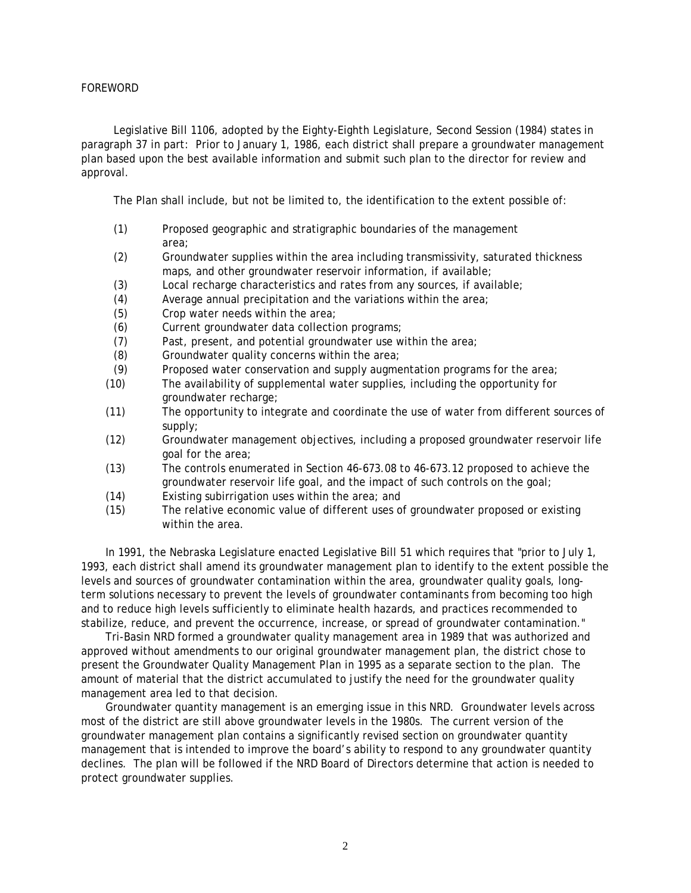# FOREWORD

Legislative Bill 1106, adopted by the Eighty-Eighth Legislature, Second Session (1984) states in paragraph 37 in part: Prior to January 1, 1986, each district shall prepare a groundwater management plan based upon the best available information and submit such plan to the director for review and approval.

The Plan shall include, but not be limited to, the identification to the extent possible of:

(1) Proposed geographic and stratigraphic boundaries of the management area;
(2) Groundwater supplies within the area including transmissivity, saturated thickness maps, and other groundwater reservoir information, if available;
(3) Local recharge characteristics and rates from any sources, if available;
(4) Average annual precipitation and the variations within the area;
(5) Crop water needs within the area;
(6) Current groundwater data collection programs;
(7) Past, present, and potential groundwater use within the area;
(8) Groundwater quality concerns within the area;
(9) Proposed water conservation and supply augmentation programs for the area;
(10) The availability of supplemental water supplies, including the opportunity for groundwater recharge;
(11) The opportunity to integrate and coordinate the use of water from different sources of supply;
(12) Groundwater management objectives, including a proposed groundwater reservoir life goal for the area;
(13) The controls enumerated in Section 46-673.08 to 46-673.12 proposed to achieve the groundwater reservoir life goal, and the impact of such controls on the goal;
(14) Existing subirrigation uses within the area; and
(15) The relative economic value of different uses of groundwater proposed or existing within the area.

In 1991, the Nebraska Legislature enacted Legislative Bill 51 which requires that "prior to July 1, 1993, each district shall amend its groundwater management plan to identify to the extent possible the levels and sources of groundwater contamination within the area, groundwater quality goals, long-term solutions necessary to prevent the levels of groundwater contaminants from becoming too high and to reduce high levels sufficiently to eliminate health hazards, and practices recommended to stabilize, reduce, and prevent the occurrence, increase, or spread of groundwater contamination."

Tri-Basin NRD formed a groundwater quality management area in 1989 that was authorized and approved without amendments to our original groundwater management plan, the district chose to present the Groundwater Quality Management Plan in 1995 as a separate section to the plan. The amount of material that the district accumulated to justify the need for the groundwater quality management area led to that decision.

Groundwater quantity management is an emerging issue in this NRD. Groundwater levels across most of the district are still above groundwater levels in the 1980s. The current version of the groundwater management plan contains a significantly revised section on groundwater quantity management that is intended to improve the board's ability to respond to any groundwater quantity declines. The plan will be followed if the NRD Board of Directors determine that action is needed to protect groundwater supplies.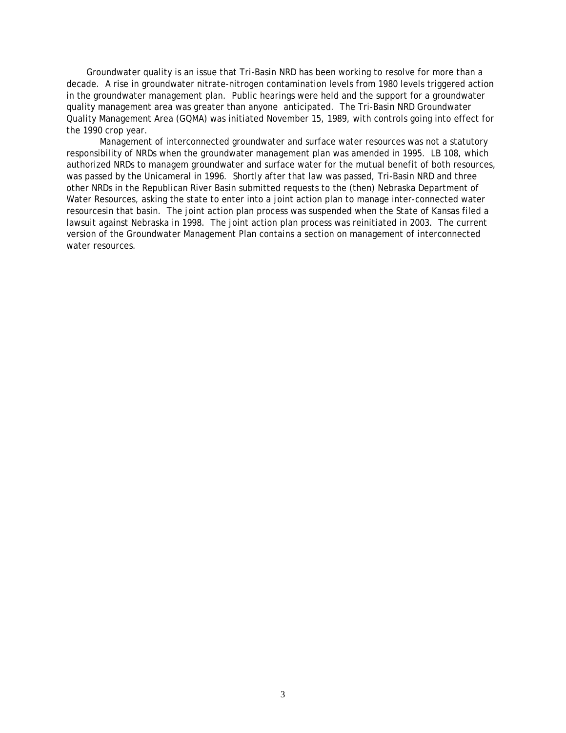Groundwater quality is an issue that Tri-Basin NRD has been working to resolve for more than a decade. A rise in groundwater nitrate-nitrogen contamination levels from 1980 levels triggered action in the groundwater management plan. Public hearings were held and the support for a groundwater quality management area was greater than anyone anticipated. The Tri-Basin NRD Groundwater Quality Management Area (GQMA) was initiated November 15, 1989, with controls going into effect for the 1990 crop year.

Management of interconnected groundwater and surface water resources was not a statutory responsibility of NRDs when the groundwater management plan was amended in 1995. LB 108, which authorized NRDs to managem groundwater and surface water for the mutual benefit of both resources, was passed by the Unicameral in 1996. Shortly after that law was passed, Tri-Basin NRD and three other NRDs in the Republican River Basin submitted requests to the (then) Nebraska Department of Water Resources, asking the state to enter into a joint action plan to manage inter-connected water resourcesin that basin. The joint action plan process was suspended when the State of Kansas filed a lawsuit against Nebraska in 1998. The joint action plan process was reinitiated in 2003. The current version of the Groundwater Management Plan contains a section on management of interconnected water resources.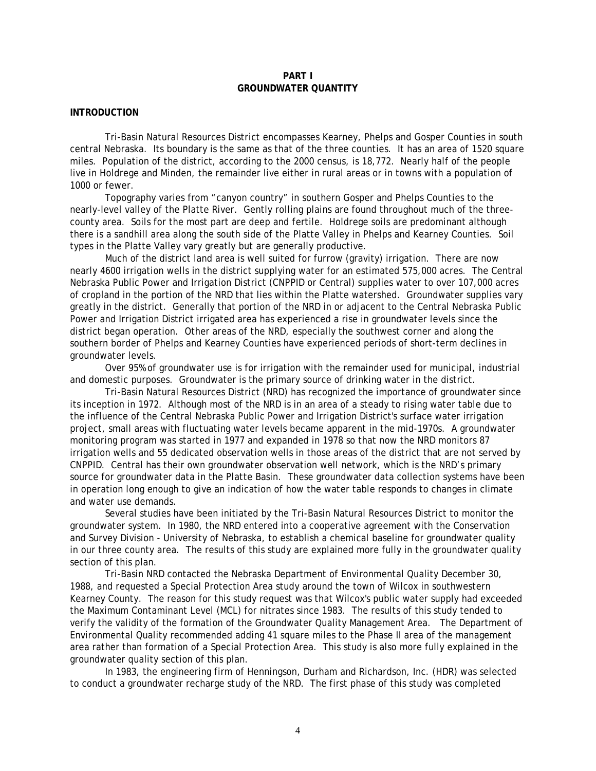# PART I
# GROUNDWATER QUANTITY

## INTRODUCTION

Tri-Basin Natural Resources District encompasses Kearney, Phelps and Gosper Counties in south central Nebraska. Its boundary is the same as that of the three counties. It has an area of 1520 square miles. Population of the district, according to the 2000 census, is 18,772. Nearly half of the people live in Holdrege and Minden, the remainder live either in rural areas or in towns with a population of 1000 or fewer.

Topography varies from "canyon country" in southern Gosper and Phelps Counties to the nearly-level valley of the Platte River. Gently rolling plains are found throughout much of the three-county area. Soils for the most part are deep and fertile. Holdrege soils are predominant although there is a sandhill area along the south side of the Platte Valley in Phelps and Kearney Counties. Soil types in the Platte Valley vary greatly but are generally productive.

Much of the district land area is well suited for furrow (gravity) irrigation. There are now nearly 4600 irrigation wells in the district supplying water for an estimated 575,000 acres. The Central Nebraska Public Power and Irrigation District (CNPPID or Central) supplies water to over 107,000 acres of cropland in the portion of the NRD that lies within the Platte watershed. Groundwater supplies vary greatly in the district. Generally that portion of the NRD in or adjacent to the Central Nebraska Public Power and Irrigation District irrigated area has experienced a rise in groundwater levels since the district began operation. Other areas of the NRD, especially the southwest corner and along the southern border of Phelps and Kearney Counties have experienced periods of short-term declines in groundwater levels.

Over 95% of groundwater use is for irrigation with the remainder used for municipal, industrial and domestic purposes. Groundwater is the primary source of drinking water in the district.

Tri-Basin Natural Resources District (NRD) has recognized the importance of groundwater since its inception in 1972. Although most of the NRD is in an area of a steady to rising water table due to the influence of the Central Nebraska Public Power and Irrigation District's surface water irrigation project, small areas with fluctuating water levels became apparent in the mid-1970s. A groundwater monitoring program was started in 1977 and expanded in 1978 so that now the NRD monitors 87 irrigation wells and 55 dedicated observation wells in those areas of the district that are not served by CNPPID. Central has their own groundwater observation well network, which is the NRD's primary source for groundwater data in the Platte Basin. These groundwater data collection systems have been in operation long enough to give an indication of how the water table responds to changes in climate and water use demands.

Several studies have been initiated by the Tri-Basin Natural Resources District to monitor the groundwater system. In 1980, the NRD entered into a cooperative agreement with the Conservation and Survey Division - University of Nebraska, to establish a chemical baseline for groundwater quality in our three county area. The results of this study are explained more fully in the groundwater quality section of this plan.

Tri-Basin NRD contacted the Nebraska Department of Environmental Quality December 30, 1988, and requested a Special Protection Area study around the town of Wilcox in southwestern Kearney County. The reason for this study request was that Wilcox's public water supply had exceeded the Maximum Contaminant Level (MCL) for nitrates since 1983. The results of this study tended to verify the validity of the formation of the Groundwater Quality Management Area. The Department of Environmental Quality recommended adding 41 square miles to the Phase II area of the management area rather than formation of a Special Protection Area. This study is also more fully explained in the groundwater quality section of this plan.

In 1983, the engineering firm of Henningson, Durham and Richardson, Inc. (HDR) was selected to conduct a groundwater recharge study of the NRD. The first phase of this study was completed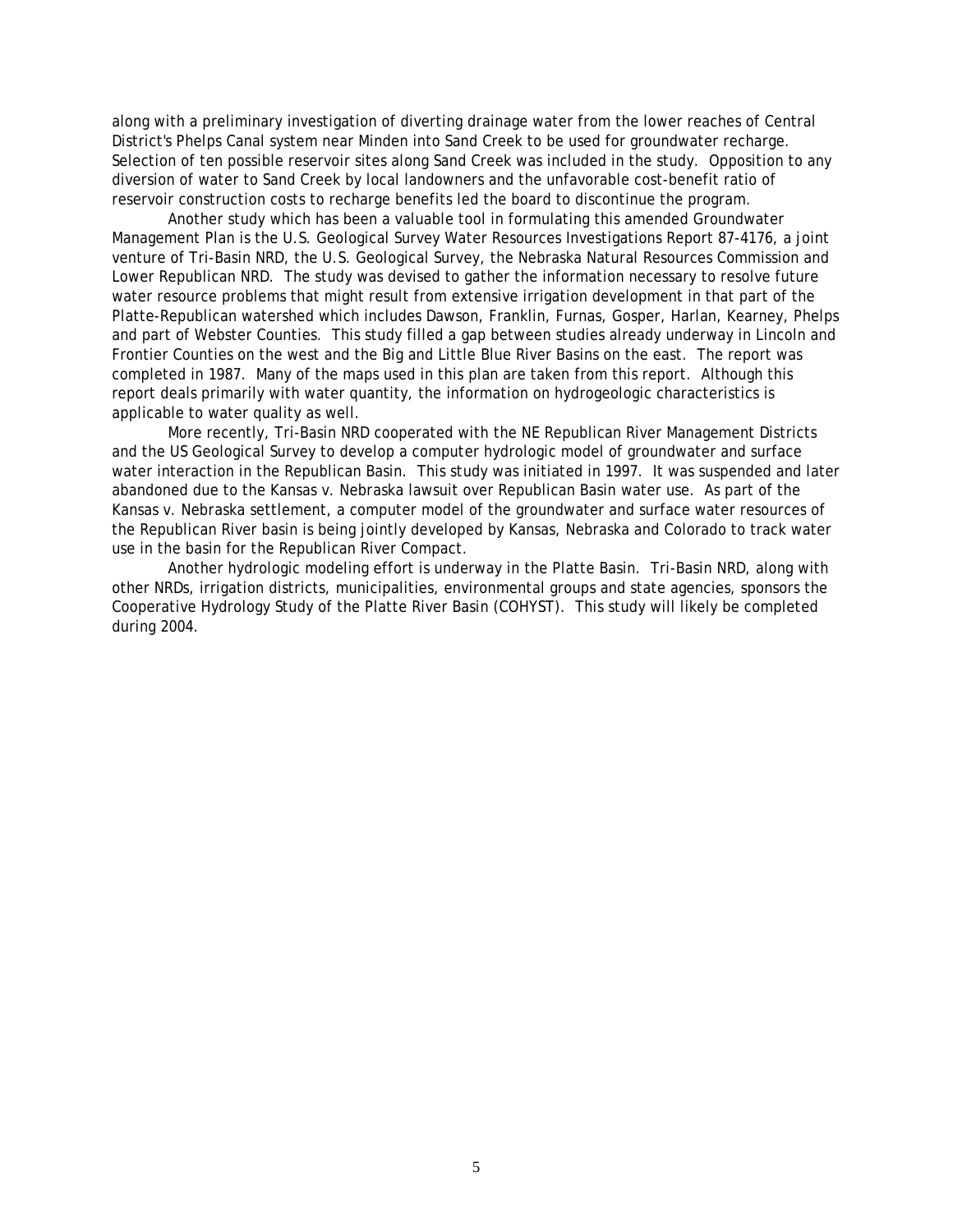along with a preliminary investigation of diverting drainage water from the lower reaches of Central District's Phelps Canal system near Minden into Sand Creek to be used for groundwater recharge. Selection of ten possible reservoir sites along Sand Creek was included in the study. Opposition to any diversion of water to Sand Creek by local landowners and the unfavorable cost-benefit ratio of reservoir construction costs to recharge benefits led the board to discontinue the program.

Another study which has been a valuable tool in formulating this amended Groundwater Management Plan is the U.S. Geological Survey Water Resources Investigations Report 87-4176, a joint venture of Tri-Basin NRD, the U.S. Geological Survey, the Nebraska Natural Resources Commission and Lower Republican NRD. The study was devised to gather the information necessary to resolve future water resource problems that might result from extensive irrigation development in that part of the Platte-Republican watershed which includes Dawson, Franklin, Furnas, Gosper, Harlan, Kearney, Phelps and part of Webster Counties. This study filled a gap between studies already underway in Lincoln and Frontier Counties on the west and the Big and Little Blue River Basins on the east. The report was completed in 1987. Many of the maps used in this plan are taken from this report. Although this report deals primarily with water quantity, the information on hydrogeologic characteristics is applicable to water quality as well.

More recently, Tri-Basin NRD cooperated with the NE Republican River Management Districts and the US Geological Survey to develop a computer hydrologic model of groundwater and surface water interaction in the Republican Basin. This study was initiated in 1997. It was suspended and later abandoned due to the Kansas v. Nebraska lawsuit over Republican Basin water use. As part of the Kansas v. Nebraska settlement, a computer model of the groundwater and surface water resources of the Republican River basin is being jointly developed by Kansas, Nebraska and Colorado to track water use in the basin for the Republican River Compact.

Another hydrologic modeling effort is underway in the Platte Basin. Tri-Basin NRD, along with other NRDs, irrigation districts, municipalities, environmental groups and state agencies, sponsors the Cooperative Hydrology Study of the Platte River Basin (COHYST). This study will likely be completed during 2004.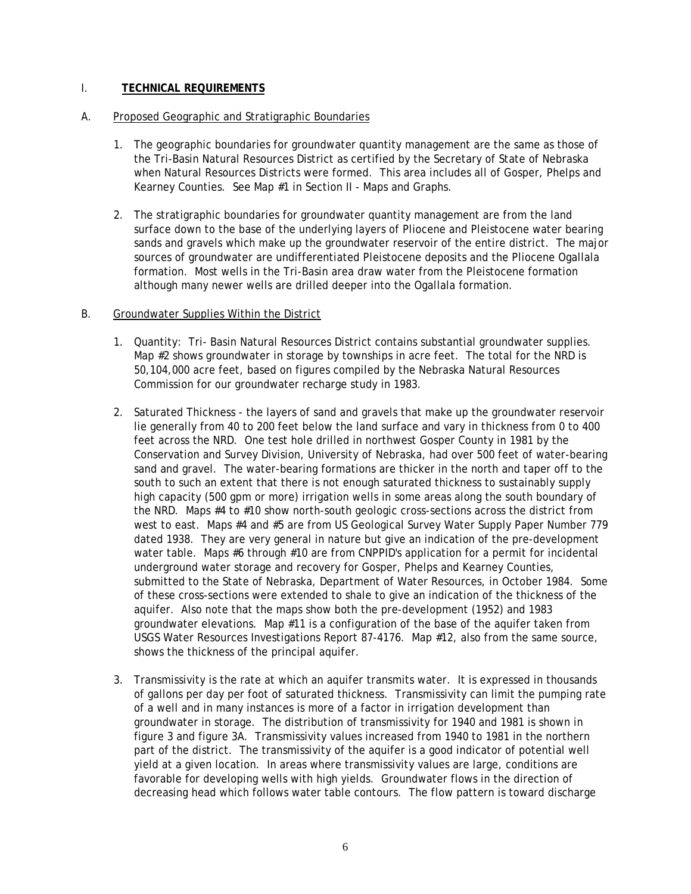## I. **TECHNICAL REQUIREMENTS**

### A. Proposed Geographic and Stratigraphic Boundaries

1. The geographic boundaries for groundwater quantity management are the same as those of the Tri-Basin Natural Resources District as certified by the Secretary of State of Nebraska when Natural Resources Districts were formed. This area includes all of Gosper, Phelps and Kearney Counties. See Map #1 in Section II - Maps and Graphs.

2. The stratigraphic boundaries for groundwater quantity management are from the land surface down to the base of the underlying layers of Pliocene and Pleistocene water bearing sands and gravels which make up the groundwater reservoir of the entire district. The major sources of groundwater are undifferentiated Pleistocene deposits and the Pliocene Ogallala formation. Most wells in the Tri-Basin area draw water from the Pleistocene formation although many newer wells are drilled deeper into the Ogallala formation.

### B. Groundwater Supplies Within the District

1. Quantity: Tri- Basin Natural Resources District contains substantial groundwater supplies. Map #2 shows groundwater in storage by townships in acre feet. The total for the NRD is 50,104,000 acre feet, based on figures compiled by the Nebraska Natural Resources Commission for our groundwater recharge study in 1983.

2. Saturated Thickness - the layers of sand and gravels that make up the groundwater reservoir lie generally from 40 to 200 feet below the land surface and vary in thickness from 0 to 400 feet across the NRD. One test hole drilled in northwest Gosper County in 1981 by the Conservation and Survey Division, University of Nebraska, had over 500 feet of water-bearing sand and gravel. The water-bearing formations are thicker in the north and taper off to the south to such an extent that there is not enough saturated thickness to sustainably supply high capacity (500 gpm or more) irrigation wells in some areas along the south boundary of the NRD. Maps #4 to #10 show north-south geologic cross-sections across the district from west to east. Maps #4 and #5 are from US Geological Survey Water Supply Paper Number 779 dated 1938. They are very general in nature but give an indication of the pre-development water table. Maps #6 through #10 are from CNPPID's application for a permit for incidental underground water storage and recovery for Gosper, Phelps and Kearney Counties, submitted to the State of Nebraska, Department of Water Resources, in October 1984. Some of these cross-sections were extended to shale to give an indication of the thickness of the aquifer. Also note that the maps show both the pre-development (1952) and 1983 groundwater elevations. Map #11 is a configuration of the base of the aquifer taken from USGS Water Resources Investigations Report 87-4176. Map #12, also from the same source, shows the thickness of the principal aquifer.

3. Transmissivity is the rate at which an aquifer transmits water. It is expressed in thousands of gallons per day per foot of saturated thickness. Transmissivity can limit the pumping rate of a well and in many instances is more of a factor in irrigation development than groundwater in storage. The distribution of transmissivity for 1940 and 1981 is shown in figure 3 and figure 3A. Transmissivity values increased from 1940 to 1981 in the northern part of the district. The transmissivity of the aquifer is a good indicator of potential well yield at a given location. In areas where transmissivity values are large, conditions are favorable for developing wells with high yields. Groundwater flows in the direction of decreasing head which follows water table contours. The flow pattern is toward discharge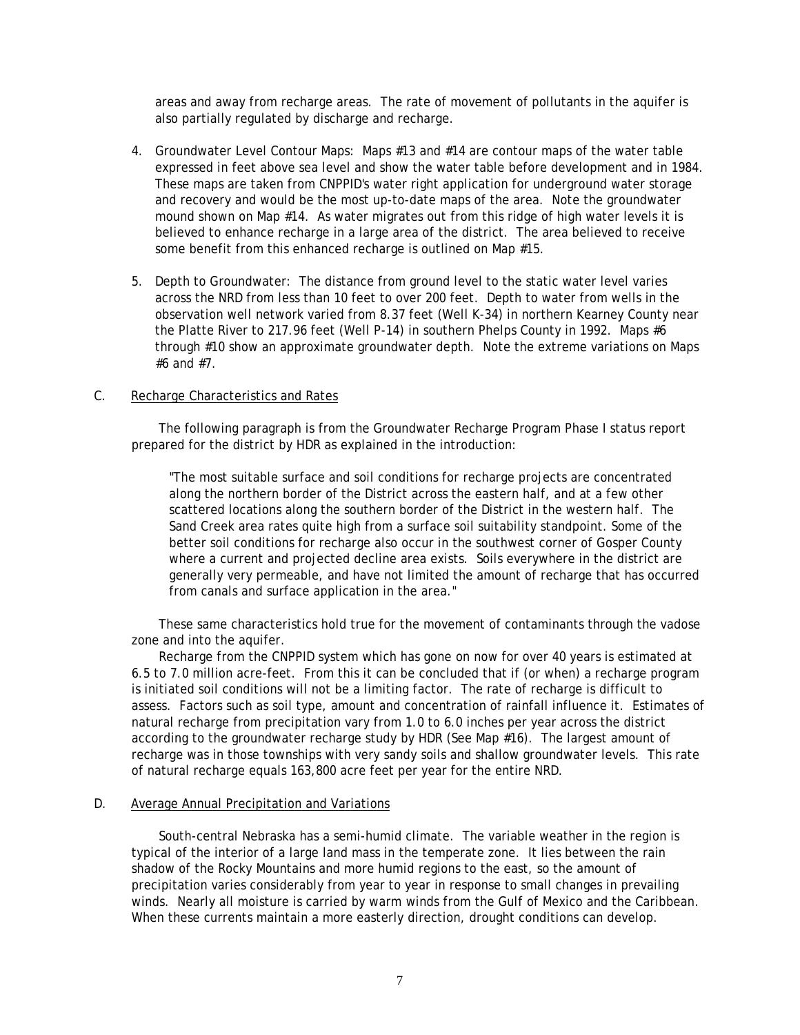areas and away from recharge areas. The rate of movement of pollutants in the aquifer is also partially regulated by discharge and recharge.

4. Groundwater Level Contour Maps: Maps #13 and #14 are contour maps of the water table expressed in feet above sea level and show the water table before development and in 1984. These maps are taken from CNPPID's water right application for underground water storage and recovery and would be the most up-to-date maps of the area. Note the groundwater mound shown on Map #14. As water migrates out from this ridge of high water levels it is believed to enhance recharge in a large area of the district. The area believed to receive some benefit from this enhanced recharge is outlined on Map #15.

5. Depth to Groundwater: The distance from ground level to the static water level varies across the NRD from less than 10 feet to over 200 feet. Depth to water from wells in the observation well network varied from 8.37 feet (Well K-34) in northern Kearney County near the Platte River to 217.96 feet (Well P-14) in southern Phelps County in 1992. Maps #6 through #10 show an approximate groundwater depth. Note the extreme variations on Maps #6 and #7.

C. Recharge Characteristics and Rates

The following paragraph is from the Groundwater Recharge Program Phase I status report prepared for the district by HDR as explained in the introduction:

> "The most suitable surface and soil conditions for recharge projects are concentrated along the northern border of the District across the eastern half, and at a few other scattered locations along the southern border of the District in the western half. The Sand Creek area rates quite high from a surface soil suitability standpoint. Some of the better soil conditions for recharge also occur in the southwest corner of Gosper County where a current and projected decline area exists. Soils everywhere in the district are generally very permeable, and have not limited the amount of recharge that has occurred from canals and surface application in the area."

These same characteristics hold true for the movement of contaminants through the vadose zone and into the aquifer.

Recharge from the CNPPID system which has gone on now for over 40 years is estimated at 6.5 to 7.0 million acre-feet. From this it can be concluded that if (or when) a recharge program is initiated soil conditions will not be a limiting factor. The rate of recharge is difficult to assess. Factors such as soil type, amount and concentration of rainfall influence it. Estimates of natural recharge from precipitation vary from 1.0 to 6.0 inches per year across the district according to the groundwater recharge study by HDR (See Map #16). The largest amount of recharge was in those townships with very sandy soils and shallow groundwater levels. This rate of natural recharge equals 163,800 acre feet per year for the entire NRD.

D. Average Annual Precipitation and Variations

South-central Nebraska has a semi-humid climate. The variable weather in the region is typical of the interior of a large land mass in the temperate zone. It lies between the rain shadow of the Rocky Mountains and more humid regions to the east, so the amount of precipitation varies considerably from year to year in response to small changes in prevailing winds. Nearly all moisture is carried by warm winds from the Gulf of Mexico and the Caribbean. When these currents maintain a more easterly direction, drought conditions can develop.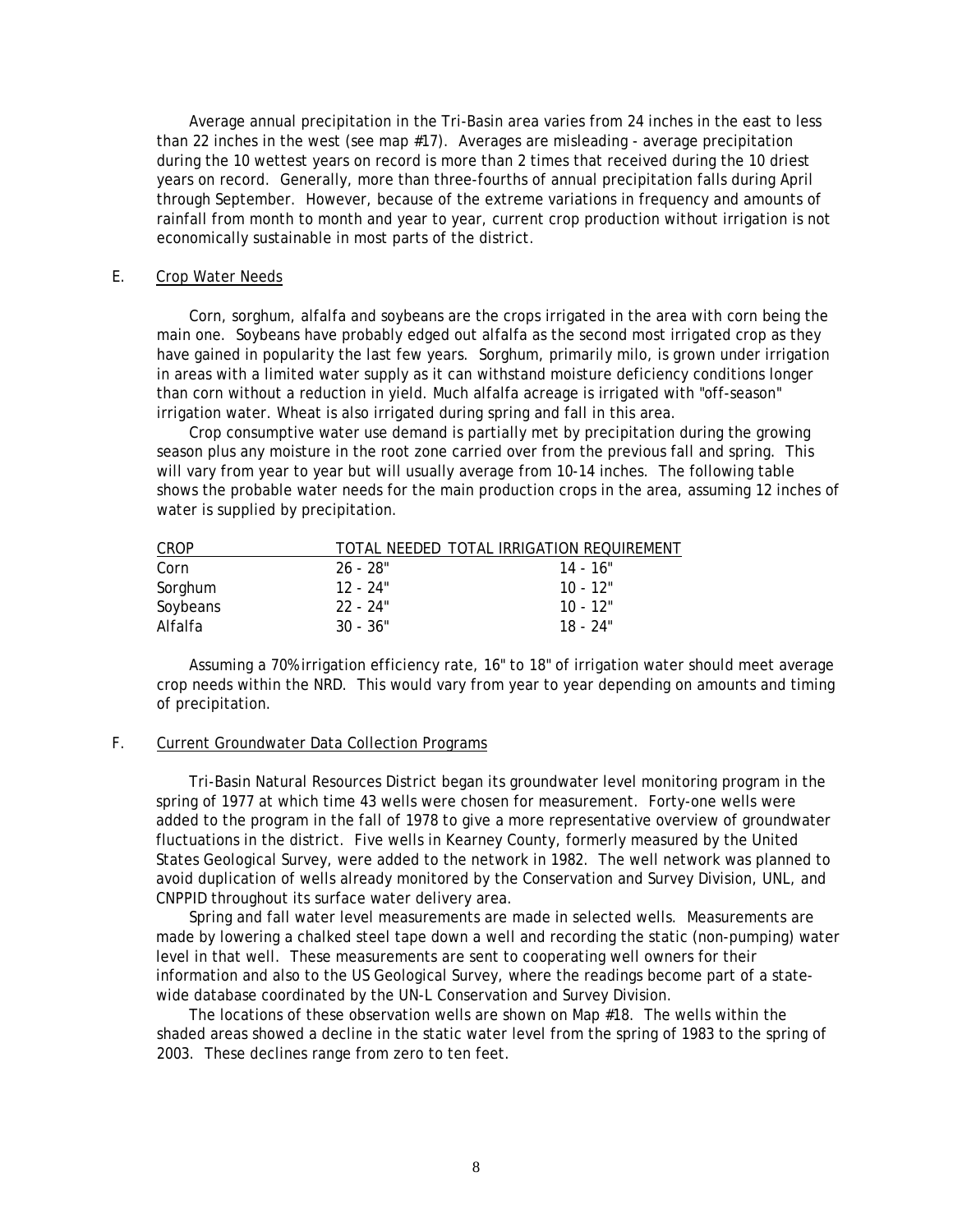Average annual precipitation in the Tri-Basin area varies from 24 inches in the east to less than 22 inches in the west (see map #17). Averages are misleading - average precipitation during the 10 wettest years on record is more than 2 times that received during the 10 driest years on record. Generally, more than three-fourths of annual precipitation falls during April through September. However, because of the extreme variations in frequency and amounts of rainfall from month to month and year to year, current crop production without irrigation is not economically sustainable in most parts of the district.

## E. Crop Water Needs

Corn, sorghum, alfalfa and soybeans are the crops irrigated in the area with corn being the main one. Soybeans have probably edged out alfalfa as the second most irrigated crop as they have gained in popularity the last few years. Sorghum, primarily milo, is grown under irrigation in areas with a limited water supply as it can withstand moisture deficiency conditions longer than corn without a reduction in yield. Much alfalfa acreage is irrigated with "off-season" irrigation water. Wheat is also irrigated during spring and fall in this area.

Crop consumptive water use demand is partially met by precipitation during the growing season plus any moisture in the root zone carried over from the previous fall and spring. This will vary from year to year but will usually average from 10-14 inches. The following table shows the probable water needs for the main production crops in the area, assuming 12 inches of water is supplied by precipitation.

| CROP | TOTAL NEEDED | TOTAL IRRIGATION REQUIREMENT |
|---|---|---|
| Corn | 26 - 28" | 14 - 16" |
| Sorghum | 12 - 24" | 10 - 12" |
| Soybeans | 22 - 24" | 10 - 12" |
| Alfalfa | 30 - 36" | 18 - 24" |

Assuming a 70% irrigation efficiency rate, 16" to 18" of irrigation water should meet average crop needs within the NRD. This would vary from year to year depending on amounts and timing of precipitation.

## F. Current Groundwater Data Collection Programs

Tri-Basin Natural Resources District began its groundwater level monitoring program in the spring of 1977 at which time 43 wells were chosen for measurement. Forty-one wells were added to the program in the fall of 1978 to give a more representative overview of groundwater fluctuations in the district. Five wells in Kearney County, formerly measured by the United States Geological Survey, were added to the network in 1982. The well network was planned to avoid duplication of wells already monitored by the Conservation and Survey Division, UNL, and CNPPID throughout its surface water delivery area.

Spring and fall water level measurements are made in selected wells. Measurements are made by lowering a chalked steel tape down a well and recording the static (non-pumping) water level in that well. These measurements are sent to cooperating well owners for their information and also to the US Geological Survey, where the readings become part of a state-wide database coordinated by the UN-L Conservation and Survey Division.

The locations of these observation wells are shown on Map #18. The wells within the shaded areas showed a decline in the static water level from the spring of 1983 to the spring of 2003. These declines range from zero to ten feet.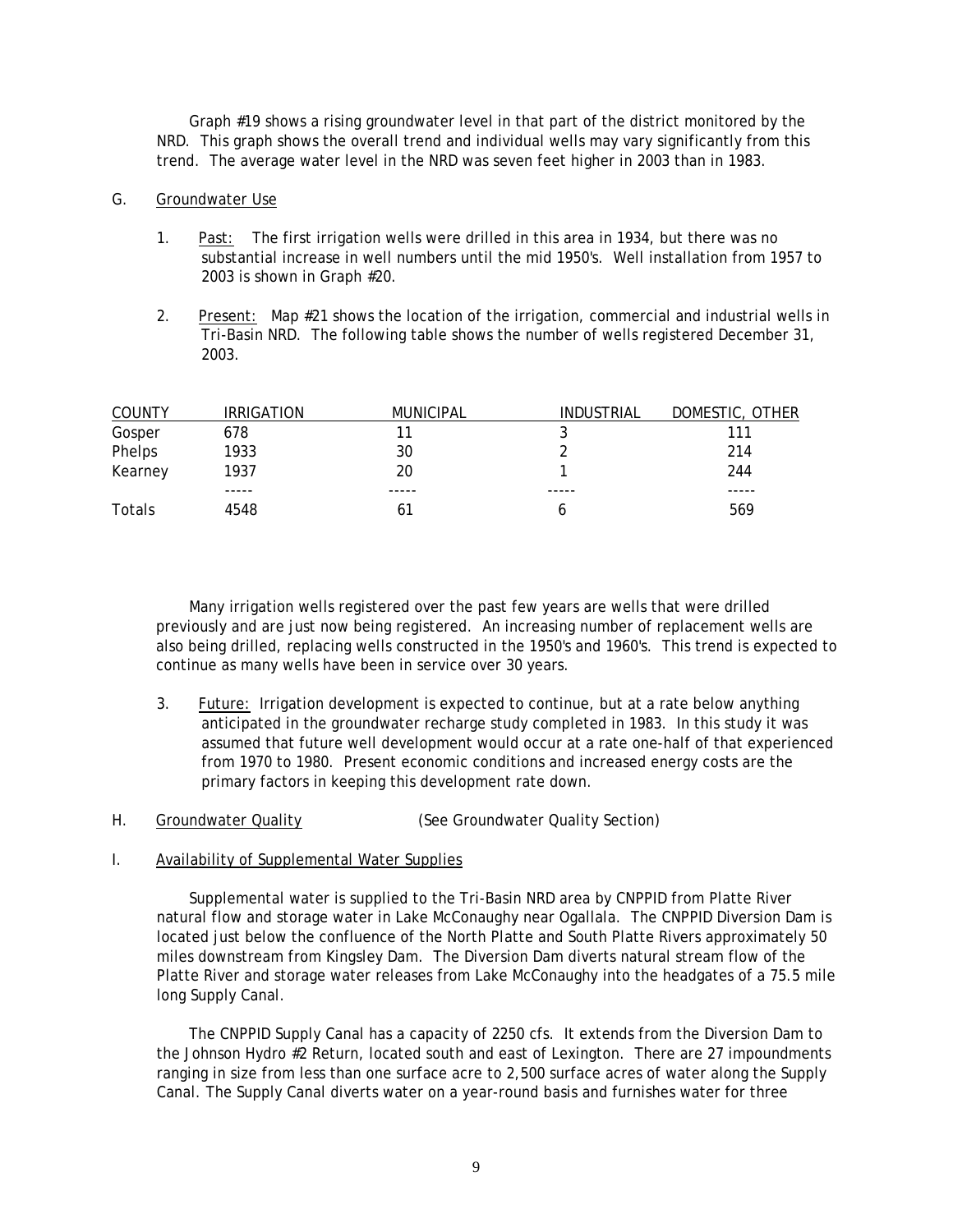Graph #19 shows a rising groundwater level in that part of the district monitored by the NRD. This graph shows the overall trend and individual wells may vary significantly from this trend. The average water level in the NRD was seven feet higher in 2003 than in 1983.

G. Groundwater Use

1. Past: The first irrigation wells were drilled in this area in 1934, but there was no substantial increase in well numbers until the mid 1950's. Well installation from 1957 to 2003 is shown in Graph #20.

2. Present: Map #21 shows the location of the irrigation, commercial and industrial wells in Tri-Basin NRD. The following table shows the number of wells registered December 31, 2003.

| COUNTY | IRRIGATION | MUNICIPAL | INDUSTRIAL | DOMESTIC, OTHER |
|---|---|---|---|---|
| Gosper | 678 | 11 | 3 | 111 |
| Phelps | 1933 | 30 | 2 | 214 |
| Kearney | 1937 | 20 | 1 | 244 |
| | ----- | ----- | ----- | ----- |
| Totals | 4548 | 61 | 6 | 569 |

Many irrigation wells registered over the past few years are wells that were drilled previously and are just now being registered. An increasing number of replacement wells are also being drilled, replacing wells constructed in the 1950's and 1960's. This trend is expected to continue as many wells have been in service over 30 years.

3. Future: Irrigation development is expected to continue, but at a rate below anything anticipated in the groundwater recharge study completed in 1983. In this study it was assumed that future well development would occur at a rate one-half of that experienced from 1970 to 1980. Present economic conditions and increased energy costs are the primary factors in keeping this development rate down.

H. Groundwater Quality (See Groundwater Quality Section)

I. Availability of Supplemental Water Supplies

Supplemental water is supplied to the Tri-Basin NRD area by CNPPID from Platte River natural flow and storage water in Lake McConaughy near Ogallala. The CNPPID Diversion Dam is located just below the confluence of the North Platte and South Platte Rivers approximately 50 miles downstream from Kingsley Dam. The Diversion Dam diverts natural stream flow of the Platte River and storage water releases from Lake McConaughy into the headgates of a 75.5 mile long Supply Canal.

The CNPPID Supply Canal has a capacity of 2250 cfs. It extends from the Diversion Dam to the Johnson Hydro #2 Return, located south and east of Lexington. There are 27 impoundments ranging in size from less than one surface acre to 2,500 surface acres of water along the Supply Canal. The Supply Canal diverts water on a year-round basis and furnishes water for three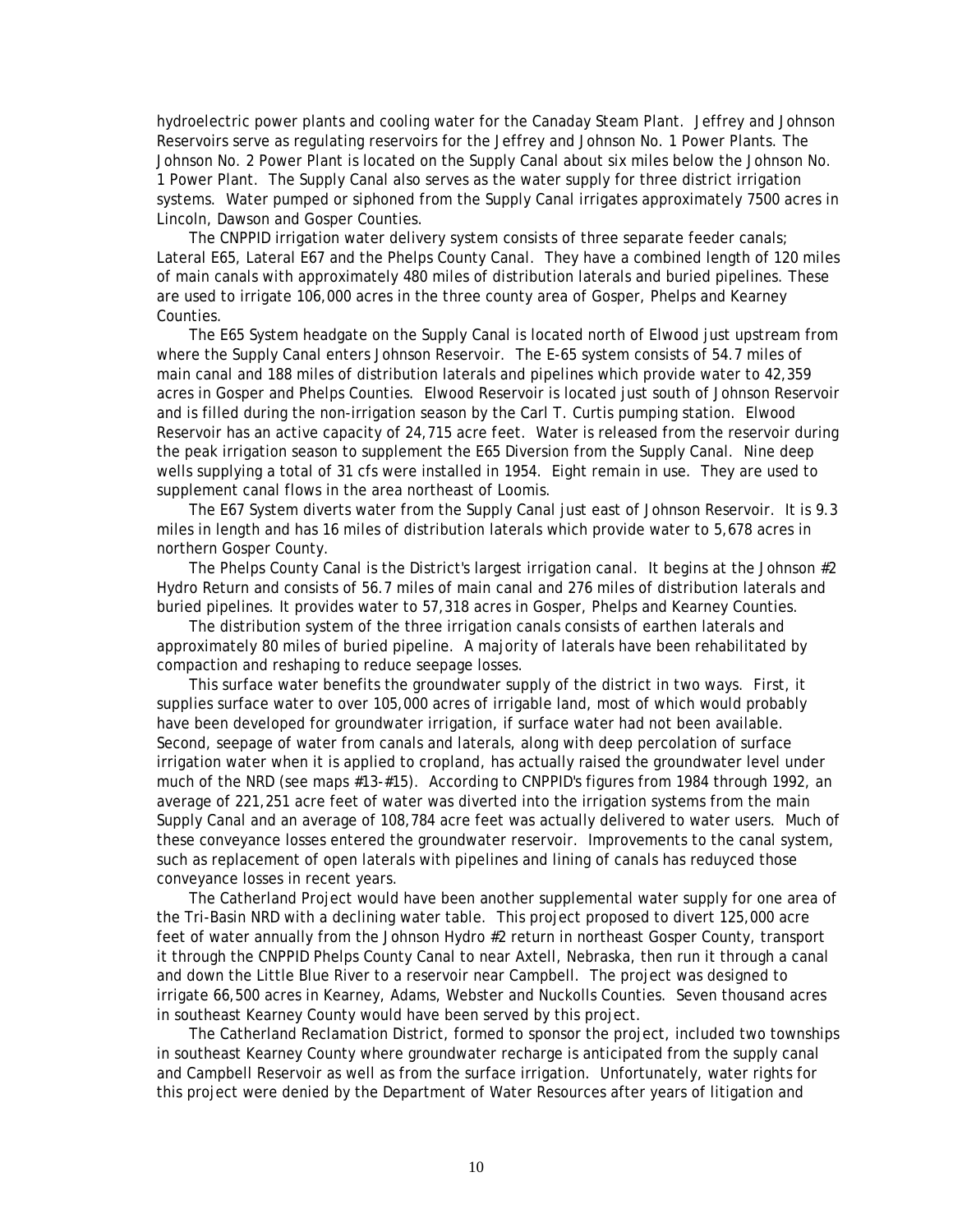hydroelectric power plants and cooling water for the Canaday Steam Plant. Jeffrey and Johnson Reservoirs serve as regulating reservoirs for the Jeffrey and Johnson No. 1 Power Plants. The Johnson No. 2 Power Plant is located on the Supply Canal about six miles below the Johnson No. 1 Power Plant. The Supply Canal also serves as the water supply for three district irrigation systems. Water pumped or siphoned from the Supply Canal irrigates approximately 7500 acres in Lincoln, Dawson and Gosper Counties.

The CNPPID irrigation water delivery system consists of three separate feeder canals; Lateral E65, Lateral E67 and the Phelps County Canal. They have a combined length of 120 miles of main canals with approximately 480 miles of distribution laterals and buried pipelines. These are used to irrigate 106,000 acres in the three county area of Gosper, Phelps and Kearney Counties.

The E65 System headgate on the Supply Canal is located north of Elwood just upstream from where the Supply Canal enters Johnson Reservoir. The E-65 system consists of 54.7 miles of main canal and 188 miles of distribution laterals and pipelines which provide water to 42,359 acres in Gosper and Phelps Counties. Elwood Reservoir is located just south of Johnson Reservoir and is filled during the non-irrigation season by the Carl T. Curtis pumping station. Elwood Reservoir has an active capacity of 24,715 acre feet. Water is released from the reservoir during the peak irrigation season to supplement the E65 Diversion from the Supply Canal. Nine deep wells supplying a total of 31 cfs were installed in 1954. Eight remain in use. They are used to supplement canal flows in the area northeast of Loomis.

The E67 System diverts water from the Supply Canal just east of Johnson Reservoir. It is 9.3 miles in length and has 16 miles of distribution laterals which provide water to 5,678 acres in northern Gosper County.

The Phelps County Canal is the District's largest irrigation canal. It begins at the Johnson #2 Hydro Return and consists of 56.7 miles of main canal and 276 miles of distribution laterals and buried pipelines. It provides water to 57,318 acres in Gosper, Phelps and Kearney Counties.

The distribution system of the three irrigation canals consists of earthen laterals and approximately 80 miles of buried pipeline. A majority of laterals have been rehabilitated by compaction and reshaping to reduce seepage losses.

This surface water benefits the groundwater supply of the district in two ways. First, it supplies surface water to over 105,000 acres of irrigable land, most of which would probably have been developed for groundwater irrigation, if surface water had not been available. Second, seepage of water from canals and laterals, along with deep percolation of surface irrigation water when it is applied to cropland, has actually raised the groundwater level under much of the NRD (see maps #13-#15). According to CNPPID's figures from 1984 through 1992, an average of 221,251 acre feet of water was diverted into the irrigation systems from the main Supply Canal and an average of 108,784 acre feet was actually delivered to water users. Much of these conveyance losses entered the groundwater reservoir. Improvements to the canal system, such as replacement of open laterals with pipelines and lining of canals has reduyced those conveyance losses in recent years.

The Catherland Project would have been another supplemental water supply for one area of the Tri-Basin NRD with a declining water table. This project proposed to divert 125,000 acre feet of water annually from the Johnson Hydro #2 return in northeast Gosper County, transport it through the CNPPID Phelps County Canal to near Axtell, Nebraska, then run it through a canal and down the Little Blue River to a reservoir near Campbell. The project was designed to irrigate 66,500 acres in Kearney, Adams, Webster and Nuckolls Counties. Seven thousand acres in southeast Kearney County would have been served by this project.

The Catherland Reclamation District, formed to sponsor the project, included two townships in southeast Kearney County where groundwater recharge is anticipated from the supply canal and Campbell Reservoir as well as from the surface irrigation. Unfortunately, water rights for this project were denied by the Department of Water Resources after years of litigation and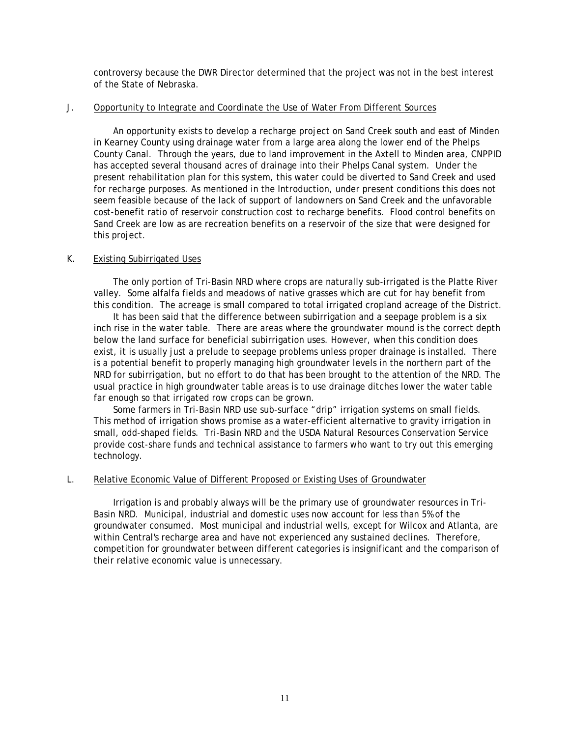controversy because the DWR Director determined that the project was not in the best interest of the State of Nebraska.

### J. Opportunity to Integrate and Coordinate the Use of Water From Different Sources

An opportunity exists to develop a recharge project on Sand Creek south and east of Minden in Kearney County using drainage water from a large area along the lower end of the Phelps County Canal. Through the years, due to land improvement in the Axtell to Minden area, CNPPID has accepted several thousand acres of drainage into their Phelps Canal system. Under the present rehabilitation plan for this system, this water could be diverted to Sand Creek and used for recharge purposes. As mentioned in the Introduction, under present conditions this does not seem feasible because of the lack of support of landowners on Sand Creek and the unfavorable cost-benefit ratio of reservoir construction cost to recharge benefits. Flood control benefits on Sand Creek are low as are recreation benefits on a reservoir of the size that were designed for this project.

### K. Existing Subirrigated Uses

The only portion of Tri-Basin NRD where crops are naturally sub-irrigated is the Platte River valley. Some alfalfa fields and meadows of native grasses which are cut for hay benefit from this condition. The acreage is small compared to total irrigated cropland acreage of the District.

It has been said that the difference between subirrigation and a seepage problem is a six inch rise in the water table. There are areas where the groundwater mound is the correct depth below the land surface for beneficial subirrigation uses. However, when this condition does exist, it is usually just a prelude to seepage problems unless proper drainage is installed. There is a potential benefit to properly managing high groundwater levels in the northern part of the NRD for subirrigation, but no effort to do that has been brought to the attention of the NRD. The usual practice in high groundwater table areas is to use drainage ditches lower the water table far enough so that irrigated row crops can be grown.

Some farmers in Tri-Basin NRD use sub-surface "drip" irrigation systems on small fields. This method of irrigation shows promise as a water-efficient alternative to gravity irrigation in small, odd-shaped fields. Tri-Basin NRD and the USDA Natural Resources Conservation Service provide cost-share funds and technical assistance to farmers who want to try out this emerging technology.

### L. Relative Economic Value of Different Proposed or Existing Uses of Groundwater

Irrigation is and probably always will be the primary use of groundwater resources in Tri-Basin NRD. Municipal, industrial and domestic uses now account for less than 5% of the groundwater consumed. Most municipal and industrial wells, except for Wilcox and Atlanta, are within Central's recharge area and have not experienced any sustained declines. Therefore, competition for groundwater between different categories is insignificant and the comparison of their relative economic value is unnecessary.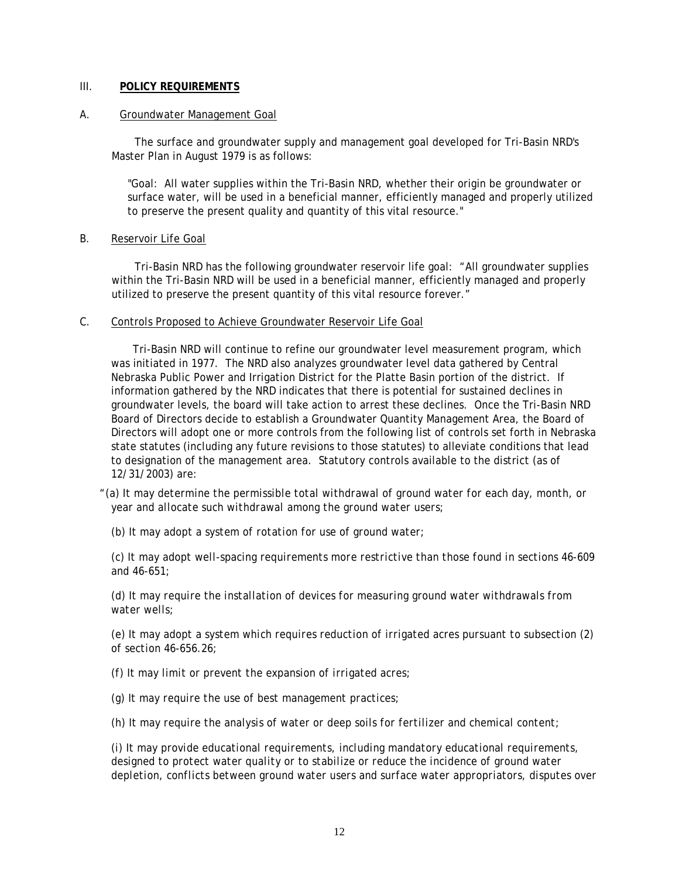## III. **POLICY REQUIREMENTS**

### A. Groundwater Management Goal

The surface and groundwater supply and management goal developed for Tri-Basin NRD's Master Plan in August 1979 is as follows:

> "Goal: All water supplies within the Tri-Basin NRD, whether their origin be groundwater or surface water, will be used in a beneficial manner, efficiently managed and properly utilized to preserve the present quality and quantity of this vital resource."

### B. Reservoir Life Goal

Tri-Basin NRD has the following groundwater reservoir life goal: "All groundwater supplies within the Tri-Basin NRD will be used in a beneficial manner, efficiently managed and properly utilized to preserve the present quantity of this vital resource forever."

### C. Controls Proposed to Achieve Groundwater Reservoir Life Goal

Tri-Basin NRD will continue to refine our groundwater level measurement program, which was initiated in 1977. The NRD also analyzes groundwater level data gathered by Central Nebraska Public Power and Irrigation District for the Platte Basin portion of the district. If information gathered by the NRD indicates that there is potential for sustained declines in groundwater levels, the board will take action to arrest these declines. Once the Tri-Basin NRD Board of Directors decide to establish a Groundwater Quantity Management Area, the Board of Directors will adopt one or more controls from the following list of controls set forth in Nebraska state statutes (including any future revisions to those statutes) to alleviate conditions that lead to designation of the management area. Statutory controls available to the district (as of 12/31/2003) are:

"*(a) It may determine the permissible total withdrawal of ground water for each day, month, or year and allocate such withdrawal among the ground water users;*

*(b) It may adopt a system of rotation for use of ground water;*

*(c) It may adopt well-spacing requirements more restrictive than those found in sections 46-609 and 46-651;*

*(d) It may require the installation of devices for measuring ground water withdrawals from water wells;*

*(e) It may adopt a system which requires reduction of irrigated acres pursuant to subsection (2) of section 46-656.26;*

*(f) It may limit or prevent the expansion of irrigated acres;*

*(g) It may require the use of best management practices;*

*(h) It may require the analysis of water or deep soils for fertilizer and chemical content;*

*(i) It may provide educational requirements, including mandatory educational requirements, designed to protect water quality or to stabilize or reduce the incidence of ground water depletion, conflicts between ground water users and surface water appropriators, disputes over*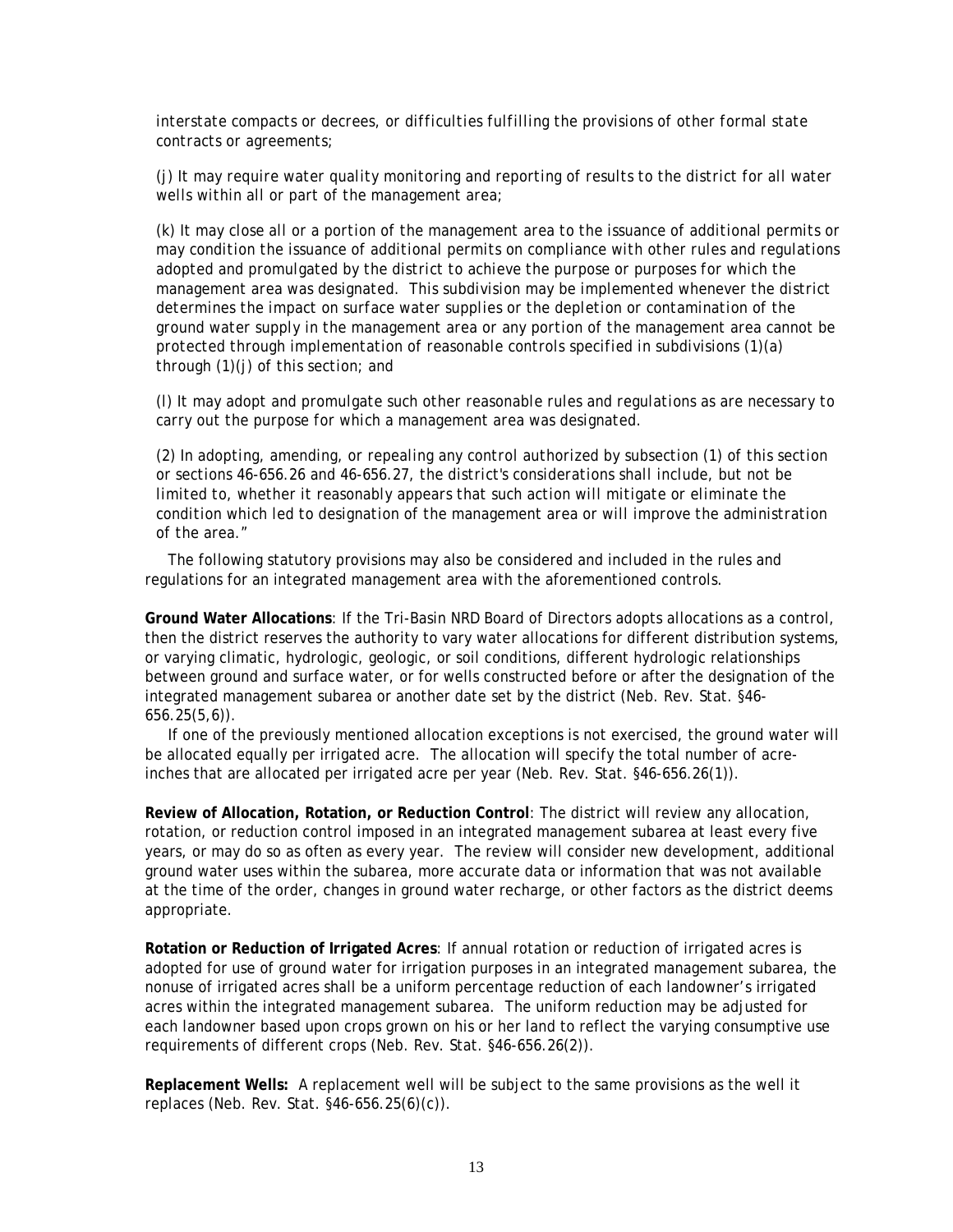interstate compacts or decrees, or difficulties fulfilling the provisions of other formal state contracts or agreements;

(j) It may require water quality monitoring and reporting of results to the district for all water wells within all or part of the management area;

(k) It may close all or a portion of the management area to the issuance of additional permits or may condition the issuance of additional permits on compliance with other rules and regulations adopted and promulgated by the district to achieve the purpose or purposes for which the management area was designated. This subdivision may be implemented whenever the district determines the impact on surface water supplies or the depletion or contamination of the ground water supply in the management area or any portion of the management area cannot be protected through implementation of reasonable controls specified in subdivisions (1)(a) through (1)(j) of this section; and

(l) It may adopt and promulgate such other reasonable rules and regulations as are necessary to carry out the purpose for which a management area was designated.

(2) In adopting, amending, or repealing any control authorized by subsection (1) of this section or sections 46-656.26 and 46-656.27, the district's considerations shall include, but not be limited to, whether it reasonably appears that such action will mitigate or eliminate the condition which led to designation of the management area or will improve the administration of the area."

The following statutory provisions may also be considered and included in the rules and regulations for an integrated management area with the aforementioned controls.

**Ground Water Allocations**: If the Tri-Basin NRD Board of Directors adopts allocations as a control, then the district reserves the authority to vary water allocations for different distribution systems, or varying climatic, hydrologic, geologic, or soil conditions, different hydrologic relationships between ground and surface water, or for wells constructed before or after the designation of the integrated management subarea or another date set by the district (Neb. Rev. Stat. §46-656.25(5,6)).

If one of the previously mentioned allocation exceptions is not exercised, the ground water will be allocated equally per irrigated acre. The allocation will specify the total number of acre-inches that are allocated per irrigated acre per year (Neb. Rev. Stat. §46-656.26(1)).

**Review of Allocation, Rotation, or Reduction Control**: The district will review any allocation, rotation, or reduction control imposed in an integrated management subarea at least every five years, or may do so as often as every year. The review will consider new development, additional ground water uses within the subarea, more accurate data or information that was not available at the time of the order, changes in ground water recharge, or other factors as the district deems appropriate.

**Rotation or Reduction of Irrigated Acres**: If annual rotation or reduction of irrigated acres is adopted for use of ground water for irrigation purposes in an integrated management subarea, the nonuse of irrigated acres shall be a uniform percentage reduction of each landowner's irrigated acres within the integrated management subarea. The uniform reduction may be adjusted for each landowner based upon crops grown on his or her land to reflect the varying consumptive use requirements of different crops (Neb. Rev. Stat. §46-656.26(2)).

**Replacement Wells:** A replacement well will be subject to the same provisions as the well it replaces (Neb. Rev. Stat. §46-656.25(6)(c)).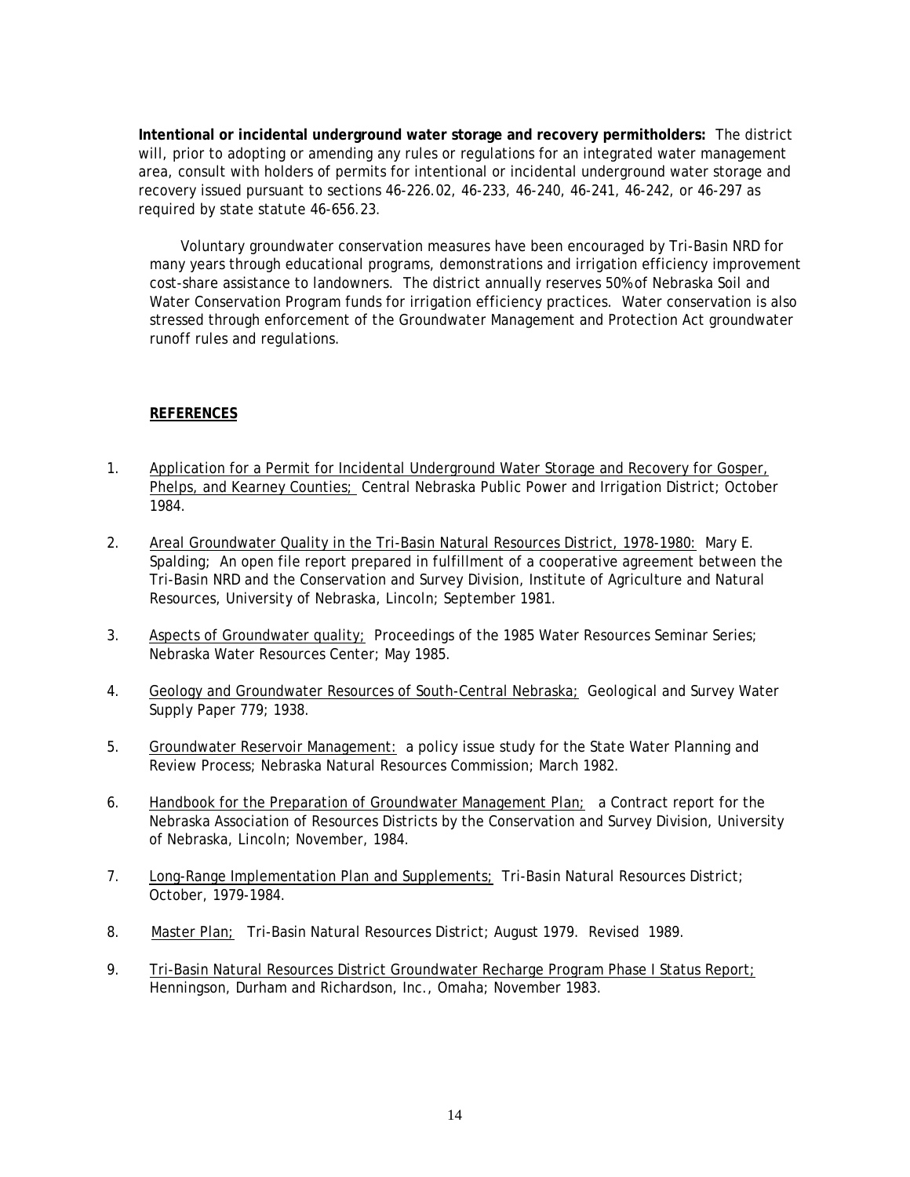**Intentional or incidental underground water storage and recovery permitholders:** The district will, prior to adopting or amending any rules or regulations for an integrated water management area, consult with holders of permits for intentional or incidental underground water storage and recovery issued pursuant to sections 46-226.02, 46-233, 46-240, 46-241, 46-242, or 46-297 as required by state statute 46-656.23.

Voluntary groundwater conservation measures have been encouraged by Tri-Basin NRD for many years through educational programs, demonstrations and irrigation efficiency improvement cost-share assistance to landowners. The district annually reserves 50% of Nebraska Soil and Water Conservation Program funds for irrigation efficiency practices. Water conservation is also stressed through enforcement of the Groundwater Management and Protection Act groundwater runoff rules and regulations.

## REFERENCES

1. Application for a Permit for Incidental Underground Water Storage and Recovery for Gosper, Phelps, and Kearney Counties; Central Nebraska Public Power and Irrigation District; October 1984.

2. Areal Groundwater Quality in the Tri-Basin Natural Resources District, 1978-1980: Mary E. Spalding; An open file report prepared in fulfillment of a cooperative agreement between the Tri-Basin NRD and the Conservation and Survey Division, Institute of Agriculture and Natural Resources, University of Nebraska, Lincoln; September 1981.

3. Aspects of Groundwater quality; Proceedings of the 1985 Water Resources Seminar Series; Nebraska Water Resources Center; May 1985.

4. Geology and Groundwater Resources of South-Central Nebraska; Geological and Survey Water Supply Paper 779; 1938.

5. Groundwater Reservoir Management: a policy issue study for the State Water Planning and Review Process; Nebraska Natural Resources Commission; March 1982.

6. Handbook for the Preparation of Groundwater Management Plan; a Contract report for the Nebraska Association of Resources Districts by the Conservation and Survey Division, University of Nebraska, Lincoln; November, 1984.

7. Long-Range Implementation Plan and Supplements; Tri-Basin Natural Resources District; October, 1979-1984.

8. Master Plan; Tri-Basin Natural Resources District; August 1979. Revised 1989.

9. Tri-Basin Natural Resources District Groundwater Recharge Program Phase I Status Report; Henningson, Durham and Richardson, Inc., Omaha; November 1983.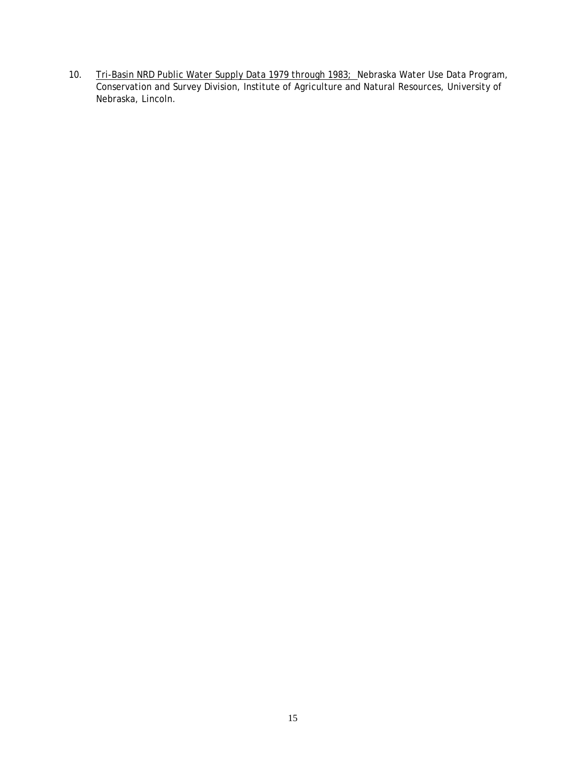10. Tri-Basin NRD Public Water Supply Data 1979 through 1983; Nebraska Water Use Data Program, Conservation and Survey Division, Institute of Agriculture and Natural Resources, University of Nebraska, Lincoln.